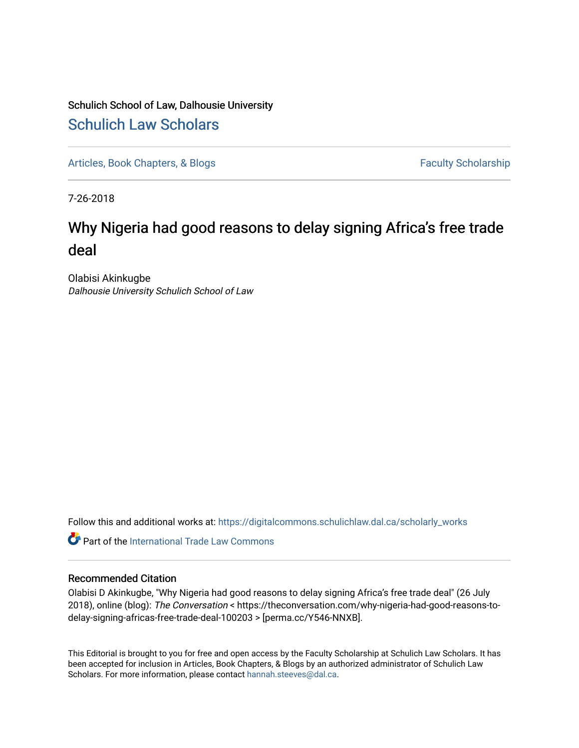Schulich School of Law, Dalhousie University

# Schulich Law Scholars

Articles, Book Chapters, & Blogs

Faculty Scholarship

7-26-2018

## Why Nigeria had good reasons to delay signing Africa's free trade deal

Olabisi Akinkugbe
*Dalhousie University Schulich School of Law*

Follow this and additional works at: https://digitalcommons.schulichlaw.dal.ca/scholarly_works

Part of the International Trade Law Commons

### Recommended Citation

Olabisi D Akinkugbe, "Why Nigeria had good reasons to delay signing Africa's free trade deal" (26 July 2018), online (blog): *The Conversation* < https://theconversation.com/why-nigeria-had-good-reasons-to-delay-signing-africas-free-trade-deal-100203 > [perma.cc/Y546-NNXB].

This Editorial is brought to you for free and open access by the Faculty Scholarship at Schulich Law Scholars. It has been accepted for inclusion in Articles, Book Chapters, & Blogs by an authorized administrator of Schulich Law Scholars. For more information, please contact hannah.steeves@dal.ca.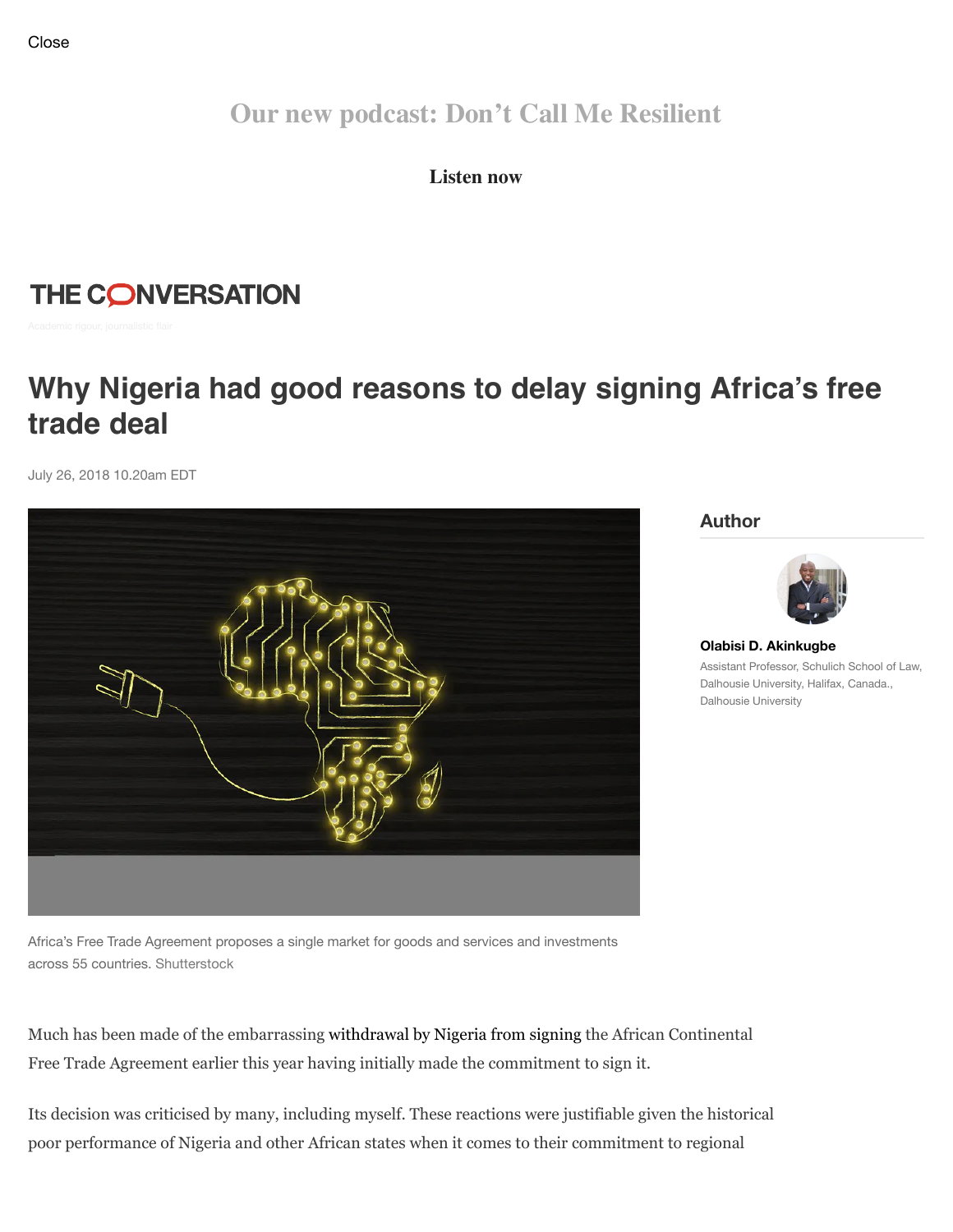Close

Our new podcast: Don't Call Me Resilient

Listen now

THE CONVERSATION

Academic rigour, journalistic flair

# Why Nigeria had good reasons to delay signing Africa's free trade deal

July 26, 2018 10.20am EDT

Africa's Free Trade Agreement proposes a single market for goods and services and investments across 55 countries. Shutterstock

## Author

**Olabisi D. Akinkugbe**

Assistant Professor, Schulich School of Law, Dalhousie University, Halifax, Canada., Dalhousie University

Much has been made of the embarrassing withdrawal by Nigeria from signing the African Continental Free Trade Agreement earlier this year having initially made the commitment to sign it.

Its decision was criticised by many, including myself. These reactions were justifiable given the historical poor performance of Nigeria and other African states when it comes to their commitment to regional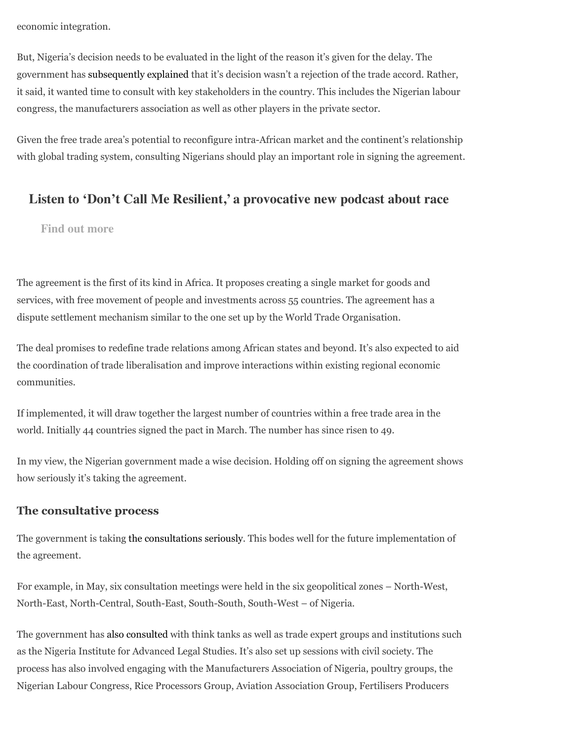economic integration.

But, Nigeria's decision needs to be evaluated in the light of the reason it's given for the delay. The government has subsequently explained that it's decision wasn't a rejection of the trade accord. Rather, it said, it wanted time to consult with key stakeholders in the country. This includes the Nigerian labour congress, the manufacturers association as well as other players in the private sector.

Given the free trade area's potential to reconfigure intra-African market and the continent's relationship with global trading system, consulting Nigerians should play an important role in signing the agreement.

## Listen to 'Don't Call Me Resilient,' a provocative new podcast about race

**Find out more**

The agreement is the first of its kind in Africa. It proposes creating a single market for goods and services, with free movement of people and investments across 55 countries. The agreement has a dispute settlement mechanism similar to the one set up by the World Trade Organisation.

The deal promises to redefine trade relations among African states and beyond. It's also expected to aid the coordination of trade liberalisation and improve interactions within existing regional economic communities.

If implemented, it will draw together the largest number of countries within a free trade area in the world. Initially 44 countries signed the pact in March. The number has since risen to 49.

In my view, the Nigerian government made a wise decision. Holding off on signing the agreement shows how seriously it's taking the agreement.

### The consultative process

The government is taking the consultations seriously. This bodes well for the future implementation of the agreement.

For example, in May, six consultation meetings were held in the six geopolitical zones – North-West, North-East, North-Central, South-East, South-South, South-West – of Nigeria.

The government has also consulted with think tanks as well as trade expert groups and institutions such as the Nigeria Institute for Advanced Legal Studies. It's also set up sessions with civil society. The process has also involved engaging with the Manufacturers Association of Nigeria, poultry groups, the Nigerian Labour Congress, Rice Processors Group, Aviation Association Group, Fertilisers Producers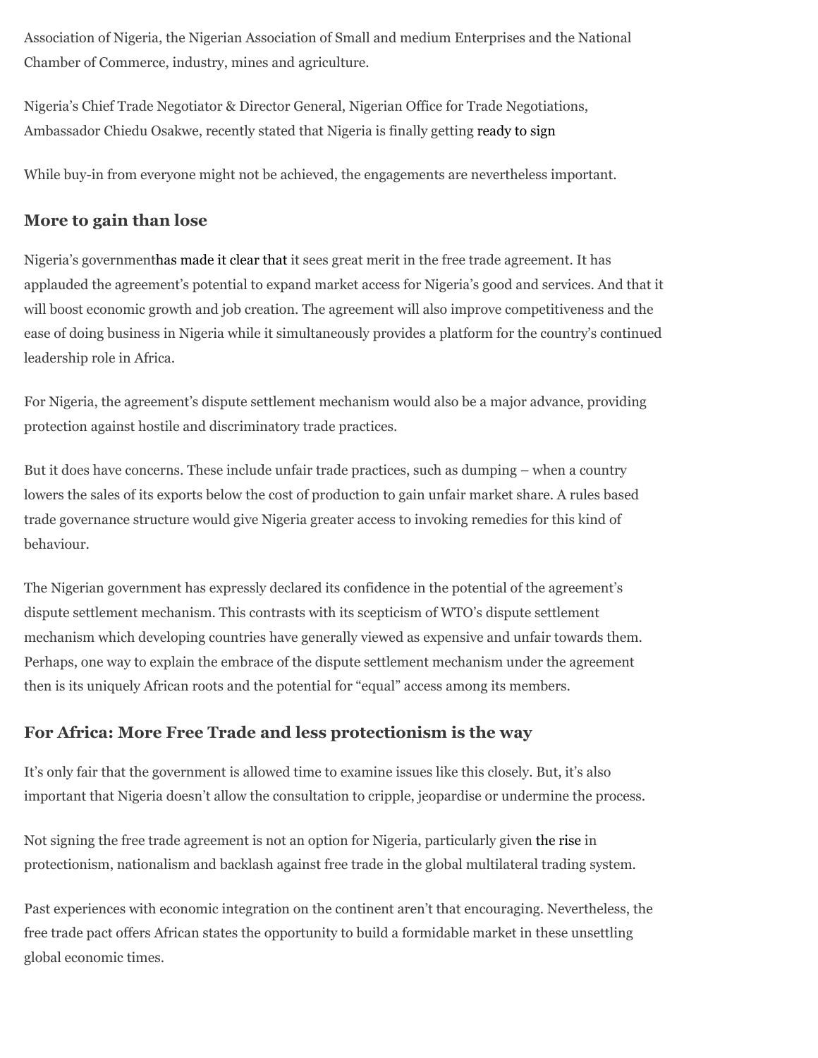Association of Nigeria, the Nigerian Association of Small and medium Enterprises and the National Chamber of Commerce, industry, mines and agriculture.

Nigeria's Chief Trade Negotiator & Director General, Nigerian Office for Trade Negotiations, Ambassador Chiedu Osakwe, recently stated that Nigeria is finally getting ready to sign

While buy-in from everyone might not be achieved, the engagements are nevertheless important.

## More to gain than lose

Nigeria's governmenthas made it clear that it sees great merit in the free trade agreement. It has applauded the agreement's potential to expand market access for Nigeria's good and services. And that it will boost economic growth and job creation. The agreement will also improve competitiveness and the ease of doing business in Nigeria while it simultaneously provides a platform for the country's continued leadership role in Africa.

For Nigeria, the agreement's dispute settlement mechanism would also be a major advance, providing protection against hostile and discriminatory trade practices.

But it does have concerns. These include unfair trade practices, such as dumping – when a country lowers the sales of its exports below the cost of production to gain unfair market share. A rules based trade governance structure would give Nigeria greater access to invoking remedies for this kind of behaviour.

The Nigerian government has expressly declared its confidence in the potential of the agreement's dispute settlement mechanism. This contrasts with its scepticism of WTO's dispute settlement mechanism which developing countries have generally viewed as expensive and unfair towards them. Perhaps, one way to explain the embrace of the dispute settlement mechanism under the agreement then is its uniquely African roots and the potential for "equal" access among its members.

## For Africa: More Free Trade and less protectionism is the way

It's only fair that the government is allowed time to examine issues like this closely. But, it's also important that Nigeria doesn't allow the consultation to cripple, jeopardise or undermine the process.

Not signing the free trade agreement is not an option for Nigeria, particularly given the rise in protectionism, nationalism and backlash against free trade in the global multilateral trading system.

Past experiences with economic integration on the continent aren't that encouraging. Nevertheless, the free trade pact offers African states the opportunity to build a formidable market in these unsettling global economic times.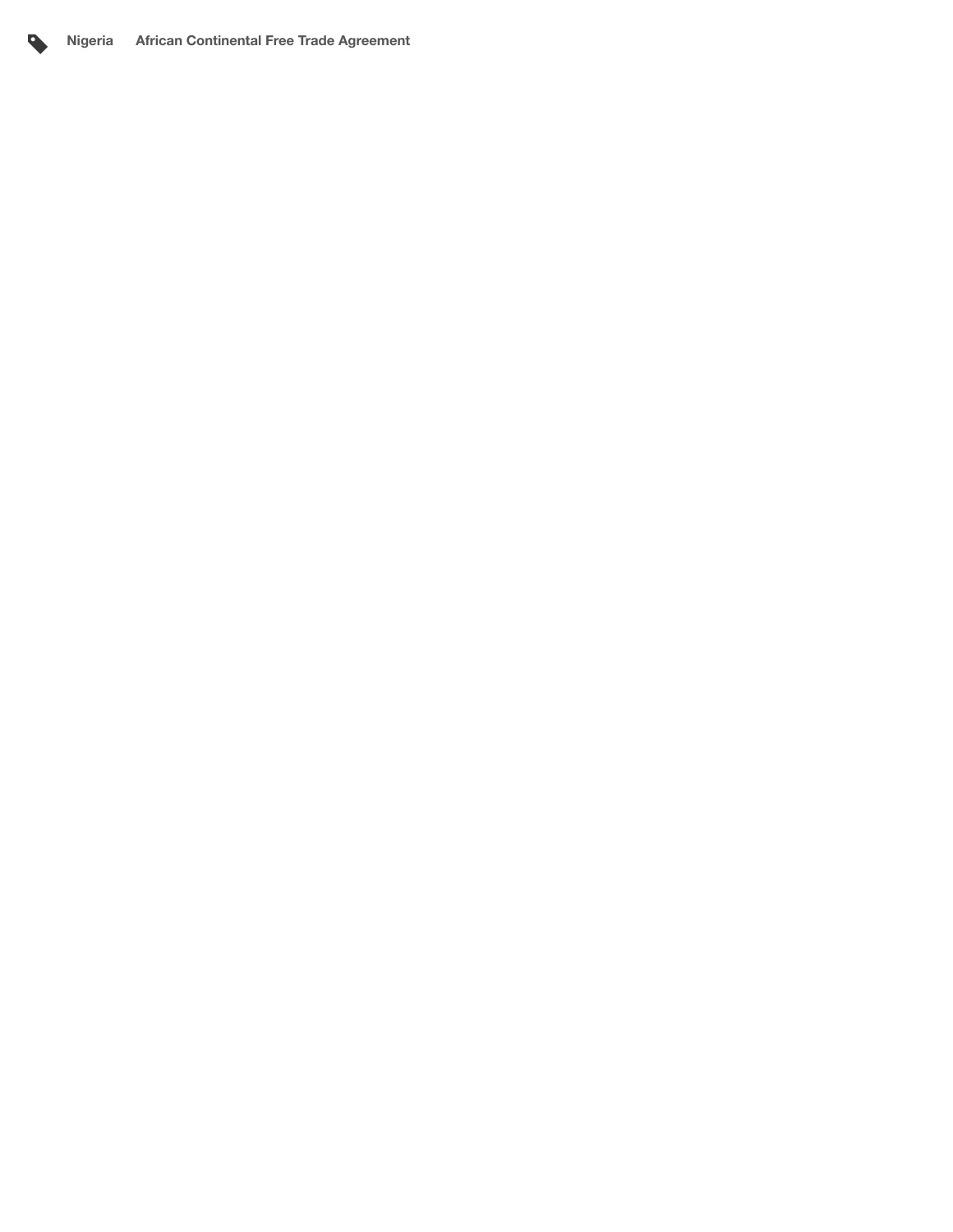Nigeria African Continental Free Trade Agreement